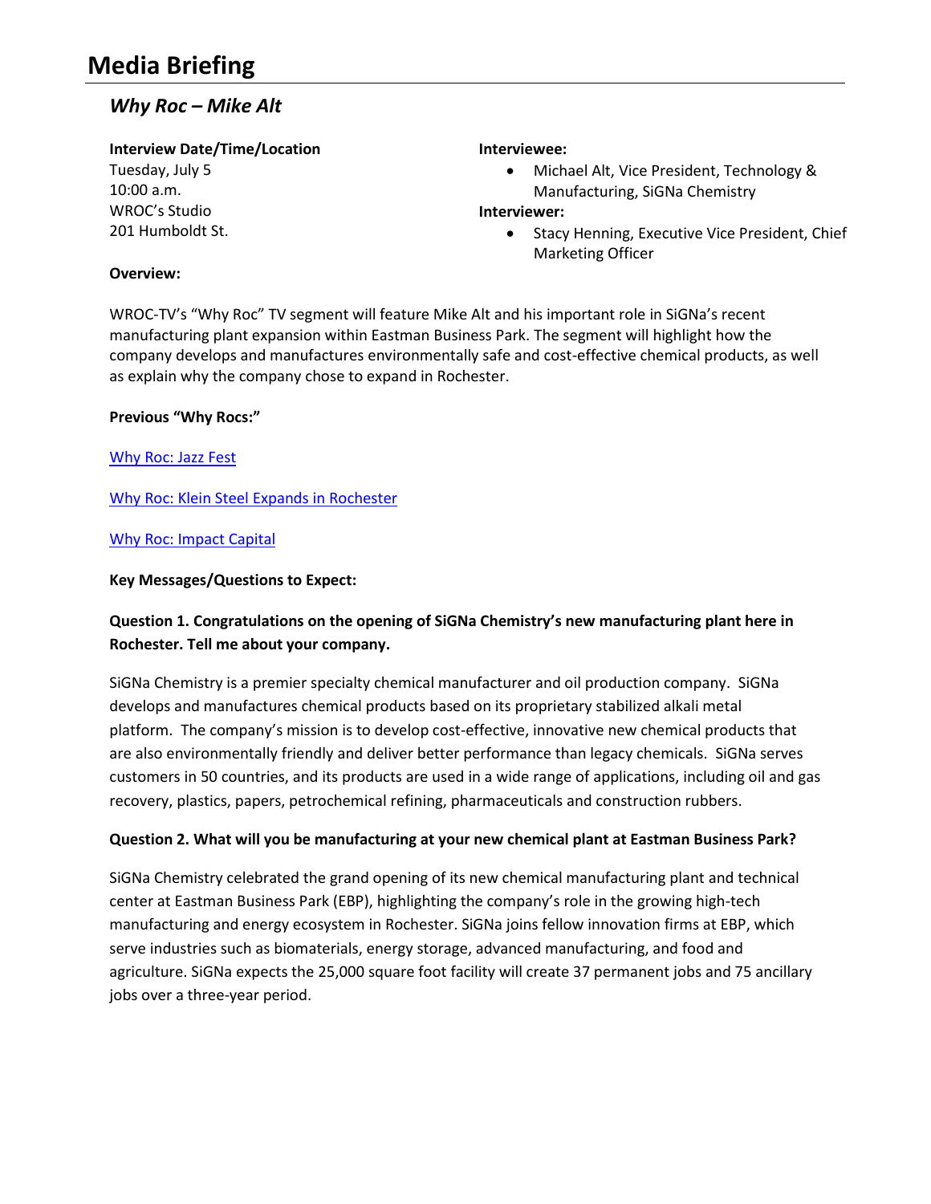# Media Briefing

## *Why Roc – Mike Alt*

**Interview Date/Time/Location**
Tuesday, July 5
10:00 a.m.
WROC's Studio
201 Humboldt St.

**Interviewee:**

- Michael Alt, Vice President, Technology & Manufacturing, SiGNa Chemistry

**Interviewer:**

- Stacy Henning, Executive Vice President, Chief Marketing Officer

**Overview:**

WROC-TV's "Why Roc" TV segment will feature Mike Alt and his important role in SiGNa's recent manufacturing plant expansion within Eastman Business Park. The segment will highlight how the company develops and manufactures environmentally safe and cost-effective chemical products, as well as explain why the company chose to expand in Rochester.

**Previous "Why Rocs:"**

Why Roc: Jazz Fest

Why Roc: Klein Steel Expands in Rochester

Why Roc: Impact Capital

**Key Messages/Questions to Expect:**

**Question 1. Congratulations on the opening of SiGNa Chemistry's new manufacturing plant here in Rochester. Tell me about your company.**

SiGNa Chemistry is a premier specialty chemical manufacturer and oil production company. SiGNa develops and manufactures chemical products based on its proprietary stabilized alkali metal platform. The company's mission is to develop cost-effective, innovative new chemical products that are also environmentally friendly and deliver better performance than legacy chemicals. SiGNa serves customers in 50 countries, and its products are used in a wide range of applications, including oil and gas recovery, plastics, papers, petrochemical refining, pharmaceuticals and construction rubbers.

**Question 2. What will you be manufacturing at your new chemical plant at Eastman Business Park?**

SiGNa Chemistry celebrated the grand opening of its new chemical manufacturing plant and technical center at Eastman Business Park (EBP), highlighting the company's role in the growing high-tech manufacturing and energy ecosystem in Rochester. SiGNa joins fellow innovation firms at EBP, which serve industries such as biomaterials, energy storage, advanced manufacturing, and food and agriculture. SiGNa expects the 25,000 square foot facility will create 37 permanent jobs and 75 ancillary jobs over a three-year period.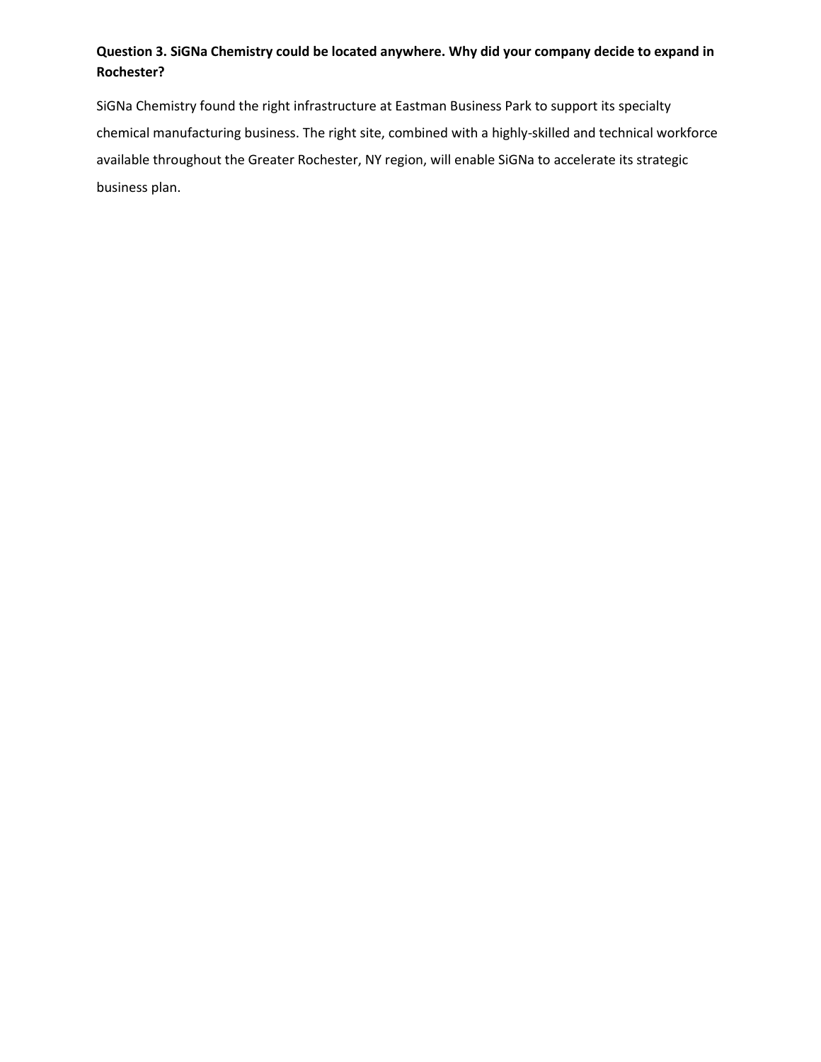**Question 3. SiGNa Chemistry could be located anywhere. Why did your company decide to expand in Rochester?**

SiGNa Chemistry found the right infrastructure at Eastman Business Park to support its specialty chemical manufacturing business. The right site, combined with a highly-skilled and technical workforce available throughout the Greater Rochester, NY region, will enable SiGNa to accelerate its strategic business plan.